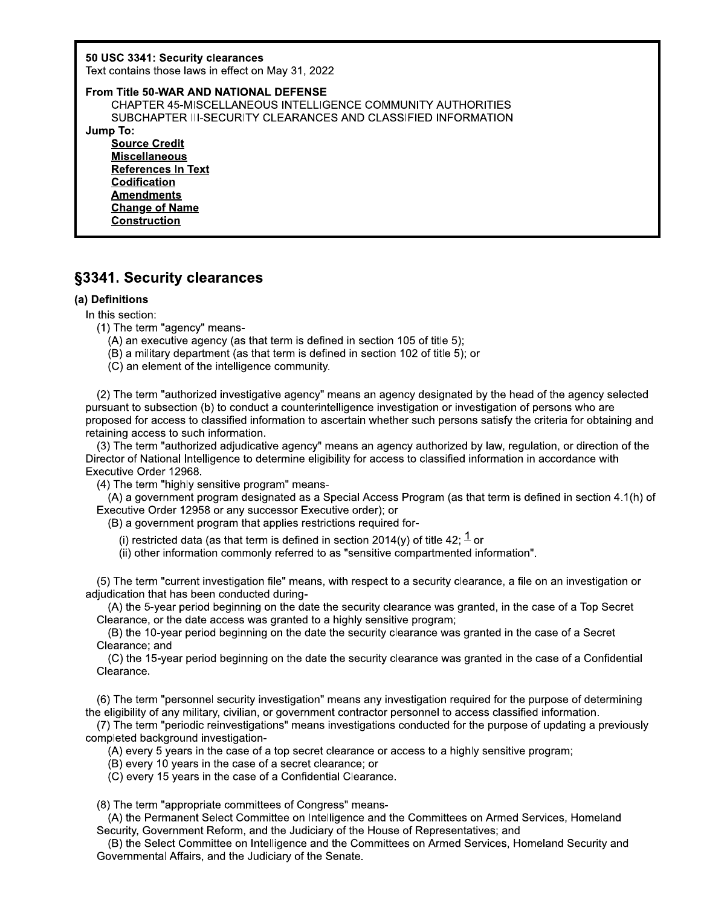**50 USC 3341: Security clearances**
Text contains those laws in effect on May 31, 2022

**From Title 50-WAR AND NATIONAL DEFENSE**
CHAPTER 45-MISCELLANEOUS INTELLIGENCE COMMUNITY AUTHORITIES
SUBCHAPTER III-SECURITY CLEARANCES AND CLASSIFIED INFORMATION

**Jump To:**
- **Source Credit**
- **Miscellaneous**
- **References In Text**
- **Codification**
- **Amendments**
- **Change of Name**
- **Construction**

## §3341. Security clearances

### (a) Definitions

In this section:

(1) The term "agency" means-

(A) an executive agency (as that term is defined in section 105 of title 5);

(B) a military department (as that term is defined in section 102 of title 5); or

(C) an element of the intelligence community.

(2) The term "authorized investigative agency" means an agency designated by the head of the agency selected pursuant to subsection (b) to conduct a counterintelligence investigation or investigation of persons who are proposed for access to classified information to ascertain whether such persons satisfy the criteria for obtaining and retaining access to such information.

(3) The term "authorized adjudicative agency" means an agency authorized by law, regulation, or direction of the Director of National Intelligence to determine eligibility for access to classified information in accordance with Executive Order 12968.

(4) The term "highly sensitive program" means-

(A) a government program designated as a Special Access Program (as that term is defined in section 4.1(h) of Executive Order 12958 or any successor Executive order); or

(B) a government program that applies restrictions required for-

(i) restricted data (as that term is defined in section 2014(y) of title 42; [1] or

(ii) other information commonly referred to as "sensitive compartmented information".

(5) The term "current investigation file" means, with respect to a security clearance, a file on an investigation or adjudication that has been conducted during-

(A) the 5-year period beginning on the date the security clearance was granted, in the case of a Top Secret Clearance, or the date access was granted to a highly sensitive program;

(B) the 10-year period beginning on the date the security clearance was granted in the case of a Secret Clearance; and

(C) the 15-year period beginning on the date the security clearance was granted in the case of a Confidential Clearance.

(6) The term "personnel security investigation" means any investigation required for the purpose of determining the eligibility of any military, civilian, or government contractor personnel to access classified information.

(7) The term "periodic reinvestigations" means investigations conducted for the purpose of updating a previously completed background investigation-

(A) every 5 years in the case of a top secret clearance or access to a highly sensitive program;

(B) every 10 years in the case of a secret clearance; or

(C) every 15 years in the case of a Confidential Clearance.

(8) The term "appropriate committees of Congress" means-

(A) the Permanent Select Committee on Intelligence and the Committees on Armed Services, Homeland Security, Government Reform, and the Judiciary of the House of Representatives; and

(B) the Select Committee on Intelligence and the Committees on Armed Services, Homeland Security and Governmental Affairs, and the Judiciary of the Senate.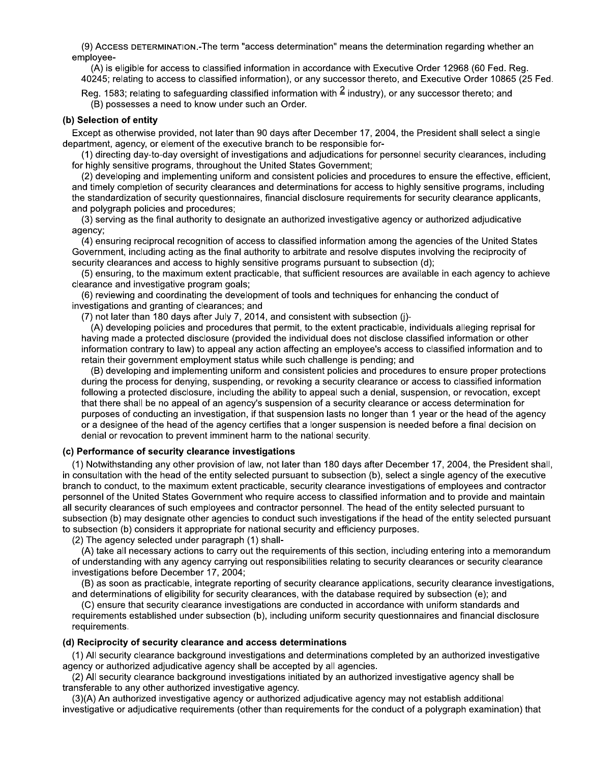(9) Access determination.-The term "access determination" means the determination regarding whether an employee-

(A) is eligible for access to classified information in accordance with Executive Order 12968 (60 Fed. Reg. 40245; relating to access to classified information), or any successor thereto, and Executive Order 10865 (25 Fed. Reg. 1583; relating to safeguarding classified information with [2] industry), or any successor thereto; and

(B) possesses a need to know under such an Order.

**(b) Selection of entity**

Except as otherwise provided, not later than 90 days after December 17, 2004, the President shall select a single department, agency, or element of the executive branch to be responsible for-

(1) directing day-to-day oversight of investigations and adjudications for personnel security clearances, including for highly sensitive programs, throughout the United States Government;

(2) developing and implementing uniform and consistent policies and procedures to ensure the effective, efficient, and timely completion of security clearances and determinations for access to highly sensitive programs, including the standardization of security questionnaires, financial disclosure requirements for security clearance applicants, and polygraph policies and procedures;

(3) serving as the final authority to designate an authorized investigative agency or authorized adjudicative agency;

(4) ensuring reciprocal recognition of access to classified information among the agencies of the United States Government, including acting as the final authority to arbitrate and resolve disputes involving the reciprocity of security clearances and access to highly sensitive programs pursuant to subsection (d);

(5) ensuring, to the maximum extent practicable, that sufficient resources are available in each agency to achieve clearance and investigative program goals;

(6) reviewing and coordinating the development of tools and techniques for enhancing the conduct of investigations and granting of clearances; and

(7) not later than 180 days after July 7, 2014, and consistent with subsection (j)-

(A) developing policies and procedures that permit, to the extent practicable, individuals alleging reprisal for having made a protected disclosure (provided the individual does not disclose classified information or other information contrary to law) to appeal any action affecting an employee's access to classified information and to retain their government employment status while such challenge is pending; and

(B) developing and implementing uniform and consistent policies and procedures to ensure proper protections during the process for denying, suspending, or revoking a security clearance or access to classified information following a protected disclosure, including the ability to appeal such a denial, suspension, or revocation, except that there shall be no appeal of an agency's suspension of a security clearance or access determination for purposes of conducting an investigation, if that suspension lasts no longer than 1 year or the head of the agency or a designee of the head of the agency certifies that a longer suspension is needed before a final decision on denial or revocation to prevent imminent harm to the national security.

**(c) Performance of security clearance investigations**

(1) Notwithstanding any other provision of law, not later than 180 days after December 17, 2004, the President shall, in consultation with the head of the entity selected pursuant to subsection (b), select a single agency of the executive branch to conduct, to the maximum extent practicable, security clearance investigations of employees and contractor personnel of the United States Government who require access to classified information and to provide and maintain all security clearances of such employees and contractor personnel. The head of the entity selected pursuant to subsection (b) may designate other agencies to conduct such investigations if the head of the entity selected pursuant to subsection (b) considers it appropriate for national security and efficiency purposes.

(2) The agency selected under paragraph (1) shall-

(A) take all necessary actions to carry out the requirements of this section, including entering into a memorandum of understanding with any agency carrying out responsibilities relating to security clearances or security clearance investigations before December 17, 2004;

(B) as soon as practicable, integrate reporting of security clearance applications, security clearance investigations, and determinations of eligibility for security clearances, with the database required by subsection (e); and

(C) ensure that security clearance investigations are conducted in accordance with uniform standards and requirements established under subsection (b), including uniform security questionnaires and financial disclosure requirements.

**(d) Reciprocity of security clearance and access determinations**

(1) All security clearance background investigations and determinations completed by an authorized investigative agency or authorized adjudicative agency shall be accepted by all agencies.

(2) All security clearance background investigations initiated by an authorized investigative agency shall be transferable to any other authorized investigative agency.

(3)(A) An authorized investigative agency or authorized adjudicative agency may not establish additional investigative or adjudicative requirements (other than requirements for the conduct of a polygraph examination) that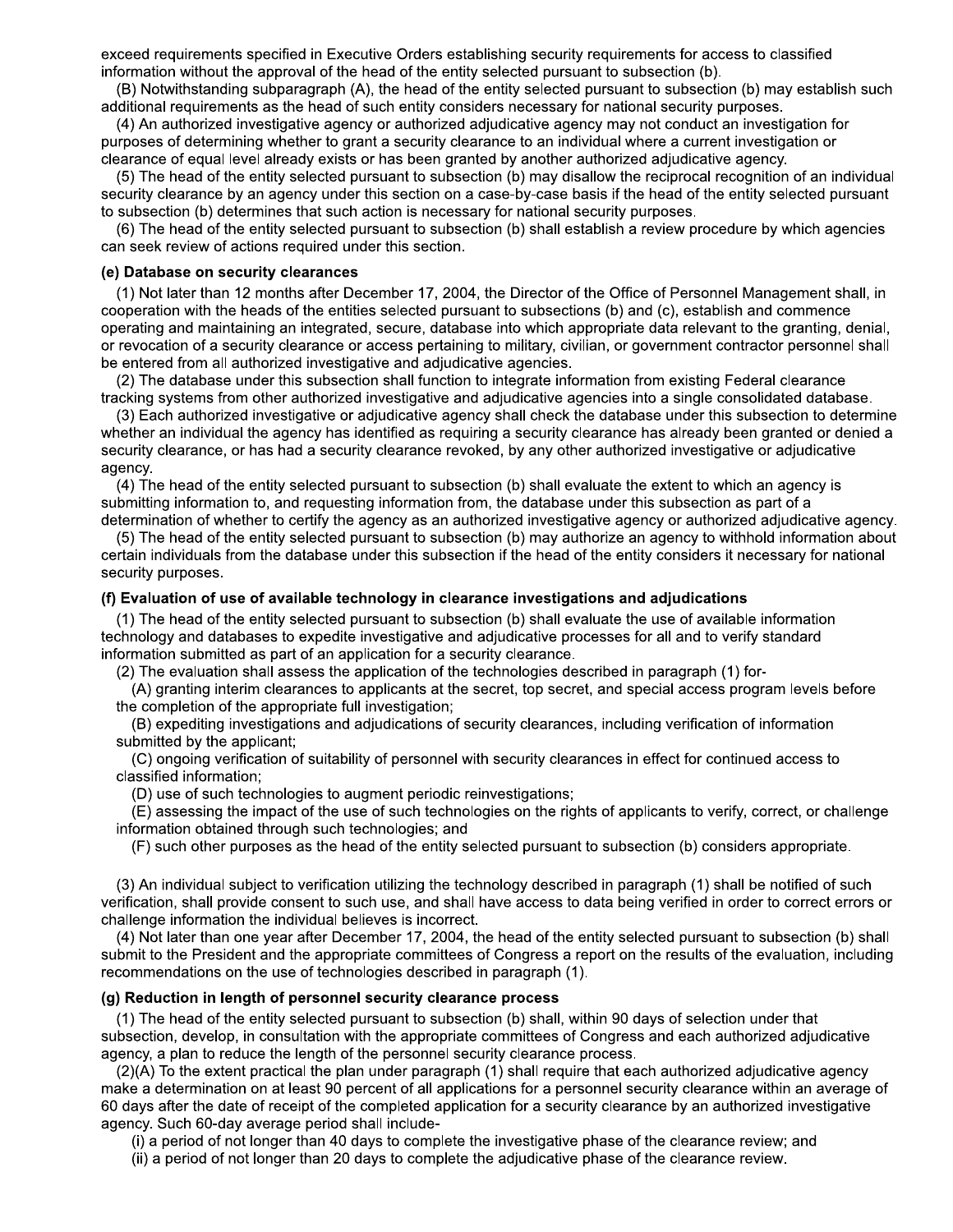exceed requirements specified in Executive Orders establishing security requirements for access to classified information without the approval of the head of the entity selected pursuant to subsection (b).

(B) Notwithstanding subparagraph (A), the head of the entity selected pursuant to subsection (b) may establish such additional requirements as the head of such entity considers necessary for national security purposes.

(4) An authorized investigative agency or authorized adjudicative agency may not conduct an investigation for purposes of determining whether to grant a security clearance to an individual where a current investigation or clearance of equal level already exists or has been granted by another authorized adjudicative agency.

(5) The head of the entity selected pursuant to subsection (b) may disallow the reciprocal recognition of an individual security clearance by an agency under this section on a case-by-case basis if the head of the entity selected pursuant to subsection (b) determines that such action is necessary for national security purposes.

(6) The head of the entity selected pursuant to subsection (b) shall establish a review procedure by which agencies can seek review of actions required under this section.

#### (e) Database on security clearances

(1) Not later than 12 months after December 17, 2004, the Director of the Office of Personnel Management shall, in cooperation with the heads of the entities selected pursuant to subsections (b) and (c), establish and commence operating and maintaining an integrated, secure, database into which appropriate data relevant to the granting, denial, or revocation of a security clearance or access pertaining to military, civilian, or government contractor personnel shall be entered from all authorized investigative and adjudicative agencies.

(2) The database under this subsection shall function to integrate information from existing Federal clearance tracking systems from other authorized investigative and adjudicative agencies into a single consolidated database.

(3) Each authorized investigative or adjudicative agency shall check the database under this subsection to determine whether an individual the agency has identified as requiring a security clearance has already been granted or denied a security clearance, or has had a security clearance revoked, by any other authorized investigative or adjudicative agency.

(4) The head of the entity selected pursuant to subsection (b) shall evaluate the extent to which an agency is submitting information to, and requesting information from, the database under this subsection as part of a determination of whether to certify the agency as an authorized investigative agency or authorized adjudicative agency.

(5) The head of the entity selected pursuant to subsection (b) may authorize an agency to withhold information about certain individuals from the database under this subsection if the head of the entity considers it necessary for national security purposes.

#### (f) Evaluation of use of available technology in clearance investigations and adjudications

(1) The head of the entity selected pursuant to subsection (b) shall evaluate the use of available information technology and databases to expedite investigative and adjudicative processes for all and to verify standard information submitted as part of an application for a security clearance.

(2) The evaluation shall assess the application of the technologies described in paragraph (1) for-

(A) granting interim clearances to applicants at the secret, top secret, and special access program levels before the completion of the appropriate full investigation;

(B) expediting investigations and adjudications of security clearances, including verification of information submitted by the applicant;

(C) ongoing verification of suitability of personnel with security clearances in effect for continued access to classified information;

(D) use of such technologies to augment periodic reinvestigations;

(E) assessing the impact of the use of such technologies on the rights of applicants to verify, correct, or challenge information obtained through such technologies; and

(F) such other purposes as the head of the entity selected pursuant to subsection (b) considers appropriate.

(3) An individual subject to verification utilizing the technology described in paragraph (1) shall be notified of such verification, shall provide consent to such use, and shall have access to data being verified in order to correct errors or challenge information the individual believes is incorrect.

(4) Not later than one year after December 17, 2004, the head of the entity selected pursuant to subsection (b) shall submit to the President and the appropriate committees of Congress a report on the results of the evaluation, including recommendations on the use of technologies described in paragraph (1).

#### (g) Reduction in length of personnel security clearance process

(1) The head of the entity selected pursuant to subsection (b) shall, within 90 days of selection under that subsection, develop, in consultation with the appropriate committees of Congress and each authorized adjudicative agency, a plan to reduce the length of the personnel security clearance process.

(2)(A) To the extent practical the plan under paragraph (1) shall require that each authorized adjudicative agency make a determination on at least 90 percent of all applications for a personnel security clearance within an average of 60 days after the date of receipt of the completed application for a security clearance by an authorized investigative agency. Such 60-day average period shall include-

(i) a period of not longer than 40 days to complete the investigative phase of the clearance review; and

(ii) a period of not longer than 20 days to complete the adjudicative phase of the clearance review.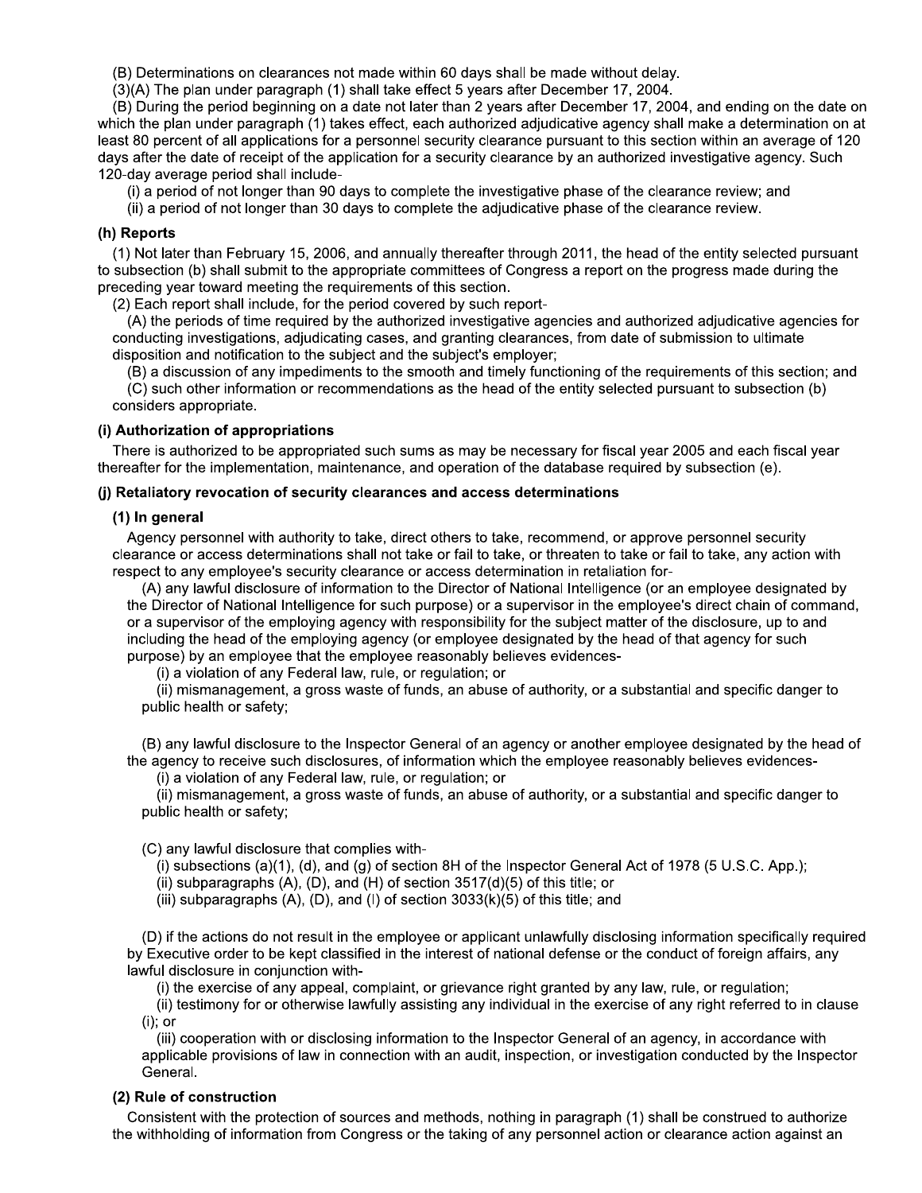(B) Determinations on clearances not made within 60 days shall be made without delay.

(3)(A) The plan under paragraph (1) shall take effect 5 years after December 17, 2004.

(B) During the period beginning on a date not later than 2 years after December 17, 2004, and ending on the date on which the plan under paragraph (1) takes effect, each authorized adjudicative agency shall make a determination on at least 80 percent of all applications for a personnel security clearance pursuant to this section within an average of 120 days after the date of receipt of the application for a security clearance by an authorized investigative agency. Such 120-day average period shall include-

(i) a period of not longer than 90 days to complete the investigative phase of the clearance review; and

(ii) a period of not longer than 30 days to complete the adjudicative phase of the clearance review.

#### (h) Reports

(1) Not later than February 15, 2006, and annually thereafter through 2011, the head of the entity selected pursuant to subsection (b) shall submit to the appropriate committees of Congress a report on the progress made during the preceding year toward meeting the requirements of this section.

(2) Each report shall include, for the period covered by such report-

(A) the periods of time required by the authorized investigative agencies and authorized adjudicative agencies for conducting investigations, adjudicating cases, and granting clearances, from date of submission to ultimate disposition and notification to the subject and the subject's employer;

(B) a discussion of any impediments to the smooth and timely functioning of the requirements of this section; and

(C) such other information or recommendations as the head of the entity selected pursuant to subsection (b) considers appropriate.

#### (i) Authorization of appropriations

There is authorized to be appropriated such sums as may be necessary for fiscal year 2005 and each fiscal year thereafter for the implementation, maintenance, and operation of the database required by subsection (e).

#### (j) Retaliatory revocation of security clearances and access determinations

##### (1) In general

Agency personnel with authority to take, direct others to take, recommend, or approve personnel security clearance or access determinations shall not take or fail to take, or threaten to take or fail to take, any action with respect to any employee's security clearance or access determination in retaliation for-

(A) any lawful disclosure of information to the Director of National Intelligence (or an employee designated by the Director of National Intelligence for such purpose) or a supervisor in the employee's direct chain of command, or a supervisor of the employing agency with responsibility for the subject matter of the disclosure, up to and including the head of the employing agency (or employee designated by the head of that agency for such purpose) by an employee that the employee reasonably believes evidences-

(i) a violation of any Federal law, rule, or regulation; or

(ii) mismanagement, a gross waste of funds, an abuse of authority, or a substantial and specific danger to public health or safety;

(B) any lawful disclosure to the Inspector General of an agency or another employee designated by the head of the agency to receive such disclosures, of information which the employee reasonably believes evidences-

(i) a violation of any Federal law, rule, or regulation; or

(ii) mismanagement, a gross waste of funds, an abuse of authority, or a substantial and specific danger to public health or safety;

(C) any lawful disclosure that complies with-

(i) subsections (a)(1), (d), and (g) of section 8H of the Inspector General Act of 1978 (5 U.S.C. App.);

(ii) subparagraphs (A), (D), and (H) of section 3517(d)(5) of this title; or

(iii) subparagraphs (A), (D), and (I) of section 3033(k)(5) of this title; and

(D) if the actions do not result in the employee or applicant unlawfully disclosing information specifically required by Executive order to be kept classified in the interest of national defense or the conduct of foreign affairs, any lawful disclosure in conjunction with-

(i) the exercise of any appeal, complaint, or grievance right granted by any law, rule, or regulation;

(ii) testimony for or otherwise lawfully assisting any individual in the exercise of any right referred to in clause (i); or

(iii) cooperation with or disclosing information to the Inspector General of an agency, in accordance with applicable provisions of law in connection with an audit, inspection, or investigation conducted by the Inspector General.

##### (2) Rule of construction

Consistent with the protection of sources and methods, nothing in paragraph (1) shall be construed to authorize the withholding of information from Congress or the taking of any personnel action or clearance action against an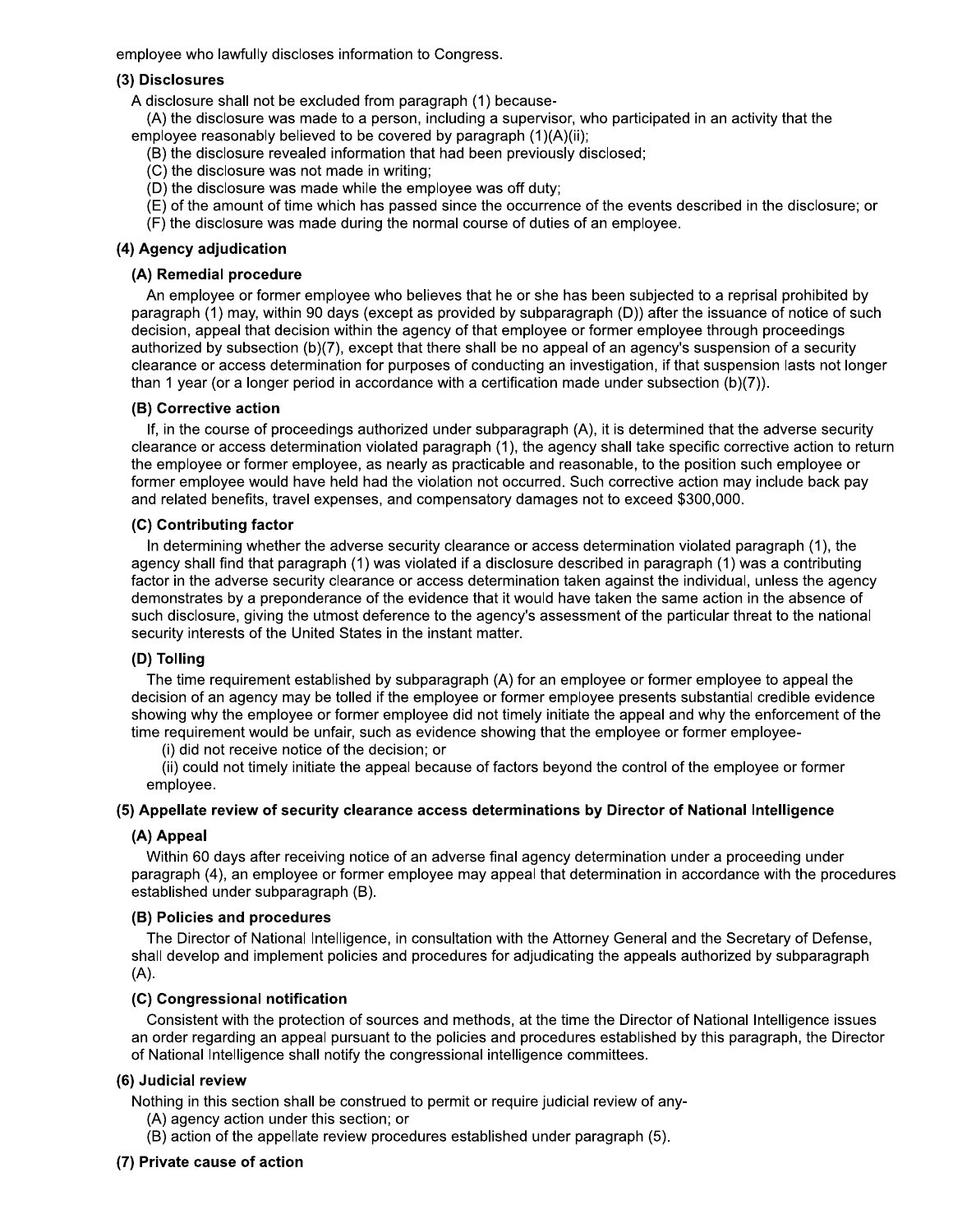employee who lawfully discloses information to Congress.

### (3) Disclosures

A disclosure shall not be excluded from paragraph (1) because-

(A) the disclosure was made to a person, including a supervisor, who participated in an activity that the employee reasonably believed to be covered by paragraph (1)(A)(ii);

(B) the disclosure revealed information that had been previously disclosed;

(C) the disclosure was not made in writing;

(D) the disclosure was made while the employee was off duty;

(E) of the amount of time which has passed since the occurrence of the events described in the disclosure; or

(F) the disclosure was made during the normal course of duties of an employee.

### (4) Agency adjudication

#### (A) Remedial procedure

An employee or former employee who believes that he or she has been subjected to a reprisal prohibited by paragraph (1) may, within 90 days (except as provided by subparagraph (D)) after the issuance of notice of such decision, appeal that decision within the agency of that employee or former employee through proceedings authorized by subsection (b)(7), except that there shall be no appeal of an agency's suspension of a security clearance or access determination for purposes of conducting an investigation, if that suspension lasts not longer than 1 year (or a longer period in accordance with a certification made under subsection (b)(7)).

#### (B) Corrective action

If, in the course of proceedings authorized under subparagraph (A), it is determined that the adverse security clearance or access determination violated paragraph (1), the agency shall take specific corrective action to return the employee or former employee, as nearly as practicable and reasonable, to the position such employee or former employee would have held had the violation not occurred. Such corrective action may include back pay and related benefits, travel expenses, and compensatory damages not to exceed $300,000.

#### (C) Contributing factor

In determining whether the adverse security clearance or access determination violated paragraph (1), the agency shall find that paragraph (1) was violated if a disclosure described in paragraph (1) was a contributing factor in the adverse security clearance or access determination taken against the individual, unless the agency demonstrates by a preponderance of the evidence that it would have taken the same action in the absence of such disclosure, giving the utmost deference to the agency's assessment of the particular threat to the national security interests of the United States in the instant matter.

#### (D) Tolling

The time requirement established by subparagraph (A) for an employee or former employee to appeal the decision of an agency may be tolled if the employee or former employee presents substantial credible evidence showing why the employee or former employee did not timely initiate the appeal and why the enforcement of the time requirement would be unfair, such as evidence showing that the employee or former employee-

(i) did not receive notice of the decision; or

(ii) could not timely initiate the appeal because of factors beyond the control of the employee or former employee.

### (5) Appellate review of security clearance access determinations by Director of National Intelligence

#### (A) Appeal

Within 60 days after receiving notice of an adverse final agency determination under a proceeding under paragraph (4), an employee or former employee may appeal that determination in accordance with the procedures established under subparagraph (B).

#### (B) Policies and procedures

The Director of National Intelligence, in consultation with the Attorney General and the Secretary of Defense, shall develop and implement policies and procedures for adjudicating the appeals authorized by subparagraph (A).

#### (C) Congressional notification

Consistent with the protection of sources and methods, at the time the Director of National Intelligence issues an order regarding an appeal pursuant to the policies and procedures established by this paragraph, the Director of National Intelligence shall notify the congressional intelligence committees.

### (6) Judicial review

Nothing in this section shall be construed to permit or require judicial review of any-

(A) agency action under this section; or

(B) action of the appellate review procedures established under paragraph (5).

### (7) Private cause of action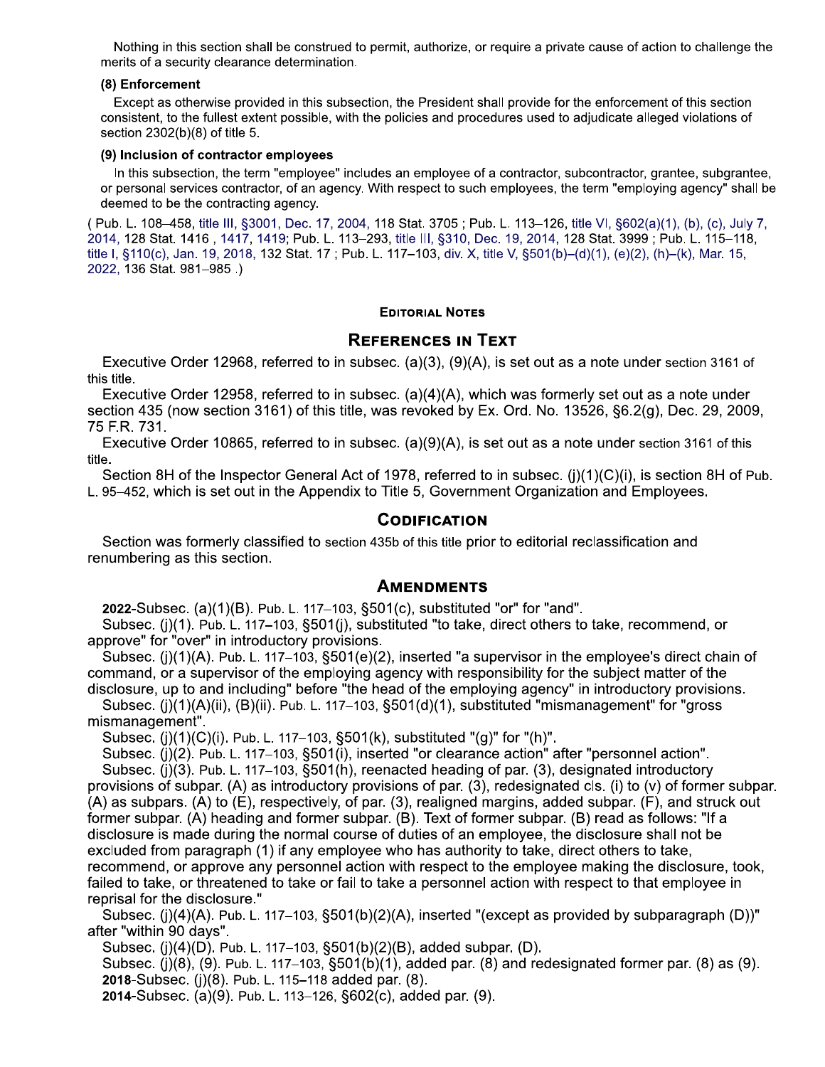Nothing in this section shall be construed to permit, authorize, or require a private cause of action to challenge the merits of a security clearance determination.

#### (8) Enforcement

Except as otherwise provided in this subsection, the President shall provide for the enforcement of this section consistent, to the fullest extent possible, with the policies and procedures used to adjudicate alleged violations of section 2302(b)(8) of title 5.

#### (9) Inclusion of contractor employees

In this subsection, the term "employee" includes an employee of a contractor, subcontractor, grantee, subgrantee, or personal services contractor, of an agency. With respect to such employees, the term "employing agency" shall be deemed to be the contracting agency.

( Pub. L. 108–458, title III, §3001, Dec. 17, 2004, 118 Stat. 3705 ; Pub. L. 113–126, title VI, §602(a)(1), (b), (c), July 7, 2014, 128 Stat. 1416 , 1417, 1419; Pub. L. 113–293, title III, §310, Dec. 19, 2014, 128 Stat. 3999 ; Pub. L. 115–118, title I, §110(c), Jan. 19, 2018, 132 Stat. 17 ; Pub. L. 117–103, div. X, title V, §501(b)–(d)(1), (e)(2), (h)–(k), Mar. 15, 2022, 136 Stat. 981–985 .)

## Editorial Notes

### References in Text

Executive Order 12968, referred to in subsec. (a)(3), (9)(A), is set out as a note under section 3161 of this title.

Executive Order 12958, referred to in subsec. (a)(4)(A), which was formerly set out as a note under section 435 (now section 3161) of this title, was revoked by Ex. Ord. No. 13526, §6.2(g), Dec. 29, 2009, 75 F.R. 731.

Executive Order 10865, referred to in subsec. (a)(9)(A), is set out as a note under section 3161 of this title.

Section 8H of the Inspector General Act of 1978, referred to in subsec. (j)(1)(C)(i), is section 8H of Pub. L. 95–452, which is set out in the Appendix to Title 5, Government Organization and Employees.

### Codification

Section was formerly classified to section 435b of this title prior to editorial reclassification and renumbering as this section.

### Amendments

**2022**-Subsec. (a)(1)(B). Pub. L. 117–103, §501(c), substituted "or" for "and".

Subsec. (j)(1). Pub. L. 117–103, §501(j), substituted "to take, direct others to take, recommend, or approve" for "over" in introductory provisions.

Subsec. (j)(1)(A). Pub. L. 117–103, §501(e)(2), inserted "a supervisor in the employee's direct chain of command, or a supervisor of the employing agency with responsibility for the subject matter of the disclosure, up to and including" before "the head of the employing agency" in introductory provisions.

Subsec. (j)(1)(A)(ii), (B)(ii). Pub. L. 117–103, §501(d)(1), substituted "mismanagement" for "gross mismanagement".

Subsec. (j)(1)(C)(i). Pub. L. 117–103, §501(k), substituted "(g)" for "(h)".

Subsec. (j)(2). Pub. L. 117–103, §501(i), inserted "or clearance action" after "personnel action".

Subsec. (j)(3). Pub. L. 117–103, §501(h), reenacted heading of par. (3), designated introductory provisions of subpar. (A) as introductory provisions of par. (3), redesignated cls. (i) to (v) of former subpar. (A) as subpars. (A) to (E), respectively, of par. (3), realigned margins, added subpar. (F), and struck out former subpar. (A) heading and former subpar. (B). Text of former subpar. (B) read as follows: "If a disclosure is made during the normal course of duties of an employee, the disclosure shall not be excluded from paragraph (1) if any employee who has authority to take, direct others to take, recommend, or approve any personnel action with respect to the employee making the disclosure, took, failed to take, or threatened to take or fail to take a personnel action with respect to that employee in reprisal for the disclosure."

Subsec. (j)(4)(A). Pub. L. 117–103, §501(b)(2)(A), inserted "(except as provided by subparagraph (D))" after "within 90 days".

Subsec. (j)(4)(D). Pub. L. 117–103, §501(b)(2)(B), added subpar. (D).

Subsec. (j)(8), (9). Pub. L. 117–103, §501(b)(1), added par. (8) and redesignated former par. (8) as (9).

**2018**-Subsec. (j)(8). Pub. L. 115–118 added par. (8).

**2014**-Subsec. (a)(9). Pub. L. 113–126, §602(c), added par. (9).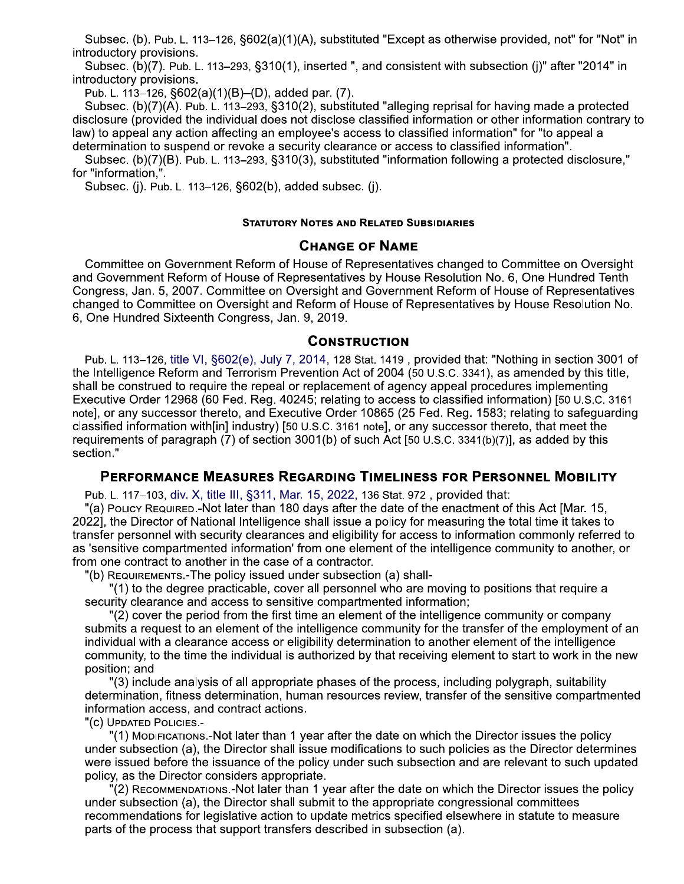Subsec. (b). Pub. L. 113–126, §602(a)(1)(A), substituted "Except as otherwise provided, not" for "Not" in introductory provisions.

Subsec. (b)(7). Pub. L. 113–293, §310(1), inserted ", and consistent with subsection (j)" after "2014" in introductory provisions.

Pub. L. 113–126, §602(a)(1)(B)–(D), added par. (7).

Subsec. (b)(7)(A). Pub. L. 113–293, §310(2), substituted "alleging reprisal for having made a protected disclosure (provided the individual does not disclose classified information or other information contrary to law) to appeal any action affecting an employee's access to classified information" for "to appeal a determination to suspend or revoke a security clearance or access to classified information".

Subsec. (b)(7)(B). Pub. L. 113–293, §310(3), substituted "information following a protected disclosure," for "information,".

Subsec. (j). Pub. L. 113–126, §602(b), added subsec. (j).

#### Statutory Notes and Related Subsidiaries

### Change of Name

Committee on Government Reform of House of Representatives changed to Committee on Oversight and Government Reform of House of Representatives by House Resolution No. 6, One Hundred Tenth Congress, Jan. 5, 2007. Committee on Oversight and Government Reform of House of Representatives changed to Committee on Oversight and Reform of House of Representatives by House Resolution No. 6, One Hundred Sixteenth Congress, Jan. 9, 2019.

### Construction

Pub. L. 113–126, title VI, §602(e), July 7, 2014, 128 Stat. 1419 , provided that: "Nothing in section 3001 of the Intelligence Reform and Terrorism Prevention Act of 2004 (50 U.S.C. 3341), as amended by this title, shall be construed to require the repeal or replacement of agency appeal procedures implementing Executive Order 12968 (60 Fed. Reg. 40245; relating to access to classified information) [50 U.S.C. 3161 note], or any successor thereto, and Executive Order 10865 (25 Fed. Reg. 1583; relating to safeguarding classified information with[in] industry) [50 U.S.C. 3161 note], or any successor thereto, that meet the requirements of paragraph (7) of section 3001(b) of such Act [50 U.S.C. 3341(b)(7)], as added by this section."

### Performance Measures Regarding Timeliness for Personnel Mobility

Pub. L. 117–103, div. X, title III, §311, Mar. 15, 2022, 136 Stat. 972 , provided that:

"(a) Policy Required.-Not later than 180 days after the date of the enactment of this Act [Mar. 15, 2022], the Director of National Intelligence shall issue a policy for measuring the total time it takes to transfer personnel with security clearances and eligibility for access to information commonly referred to as 'sensitive compartmented information' from one element of the intelligence community to another, or from one contract to another in the case of a contractor.

"(b) Requirements.-The policy issued under subsection (a) shall-

"(1) to the degree practicable, cover all personnel who are moving to positions that require a security clearance and access to sensitive compartmented information;

"(2) cover the period from the first time an element of the intelligence community or company submits a request to an element of the intelligence community for the transfer of the employment of an individual with a clearance access or eligibility determination to another element of the intelligence community, to the time the individual is authorized by that receiving element to start to work in the new position; and

"(3) include analysis of all appropriate phases of the process, including polygraph, suitability determination, fitness determination, human resources review, transfer of the sensitive compartmented information access, and contract actions.

"(c) Updated Policies.-

"(1) Modifications.-Not later than 1 year after the date on which the Director issues the policy under subsection (a), the Director shall issue modifications to such policies as the Director determines were issued before the issuance of the policy under such subsection and are relevant to such updated policy, as the Director considers appropriate.

"(2) Recommendations.-Not later than 1 year after the date on which the Director issues the policy under subsection (a), the Director shall submit to the appropriate congressional committees recommendations for legislative action to update metrics specified elsewhere in statute to measure parts of the process that support transfers described in subsection (a).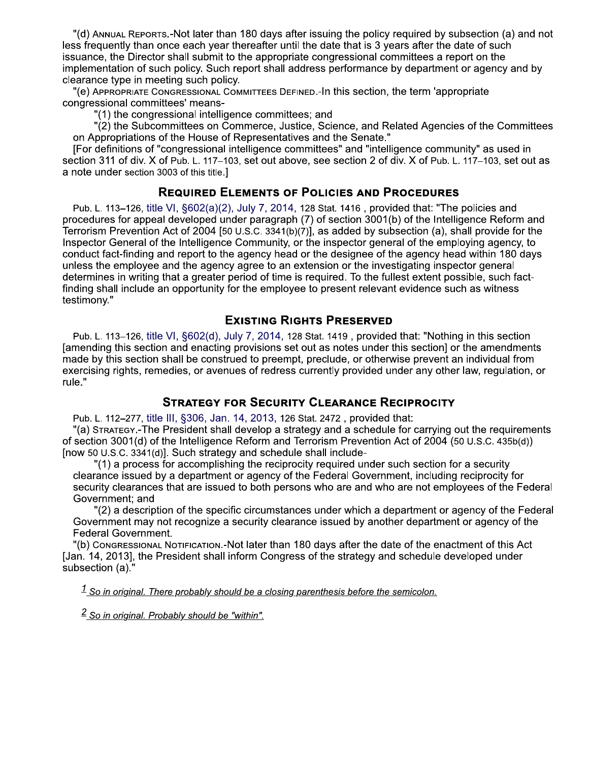"(d) Annual Reports.-Not later than 180 days after issuing the policy required by subsection (a) and not less frequently than once each year thereafter until the date that is 3 years after the date of such issuance, the Director shall submit to the appropriate congressional committees a report on the implementation of such policy. Such report shall address performance by department or agency and by clearance type in meeting such policy.

"(e) Appropriate Congressional Committees Defined.-In this section, the term 'appropriate congressional committees' means-

"(1) the congressional intelligence committees; and

"(2) the Subcommittees on Commerce, Justice, Science, and Related Agencies of the Committees on Appropriations of the House of Representatives and the Senate."

[For definitions of "congressional intelligence committees" and "intelligence community" as used in section 311 of div. X of Pub. L. 117–103, set out above, see section 2 of div. X of Pub. L. 117–103, set out as a note under section 3003 of this title.]

### Required Elements of Policies and Procedures

Pub. L. 113–126, title VI, §602(a)(2), July 7, 2014, 128 Stat. 1416 , provided that: "The policies and procedures for appeal developed under paragraph (7) of section 3001(b) of the Intelligence Reform and Terrorism Prevention Act of 2004 [50 U.S.C. 3341(b)(7)], as added by subsection (a), shall provide for the Inspector General of the Intelligence Community, or the inspector general of the employing agency, to conduct fact-finding and report to the agency head or the designee of the agency head within 180 days unless the employee and the agency agree to an extension or the investigating inspector general determines in writing that a greater period of time is required. To the fullest extent possible, such fact-finding shall include an opportunity for the employee to present relevant evidence such as witness testimony."

### Existing Rights Preserved

Pub. L. 113–126, title VI, §602(d), July 7, 2014, 128 Stat. 1419 , provided that: "Nothing in this section [amending this section and enacting provisions set out as notes under this section] or the amendments made by this section shall be construed to preempt, preclude, or otherwise prevent an individual from exercising rights, remedies, or avenues of redress currently provided under any other law, regulation, or rule."

### Strategy for Security Clearance Reciprocity

Pub. L. 112–277, title III, §306, Jan. 14, 2013, 126 Stat. 2472 , provided that:

"(a) Strategy.-The President shall develop a strategy and a schedule for carrying out the requirements of section 3001(d) of the Intelligence Reform and Terrorism Prevention Act of 2004 (50 U.S.C. 435b(d)) [now 50 U.S.C. 3341(d)]. Such strategy and schedule shall include-

"(1) a process for accomplishing the reciprocity required under such section for a security clearance issued by a department or agency of the Federal Government, including reciprocity for security clearances that are issued to both persons who are and who are not employees of the Federal Government; and

"(2) a description of the specific circumstances under which a department or agency of the Federal Government may not recognize a security clearance issued by another department or agency of the Federal Government.

"(b) Congressional Notification.-Not later than 180 days after the date of the enactment of this Act [Jan. 14, 2013], the President shall inform Congress of the strategy and schedule developed under subsection (a)."

[1] So in original. There probably should be a closing parenthesis before the semicolon.

[2] So in original. Probably should be "within".